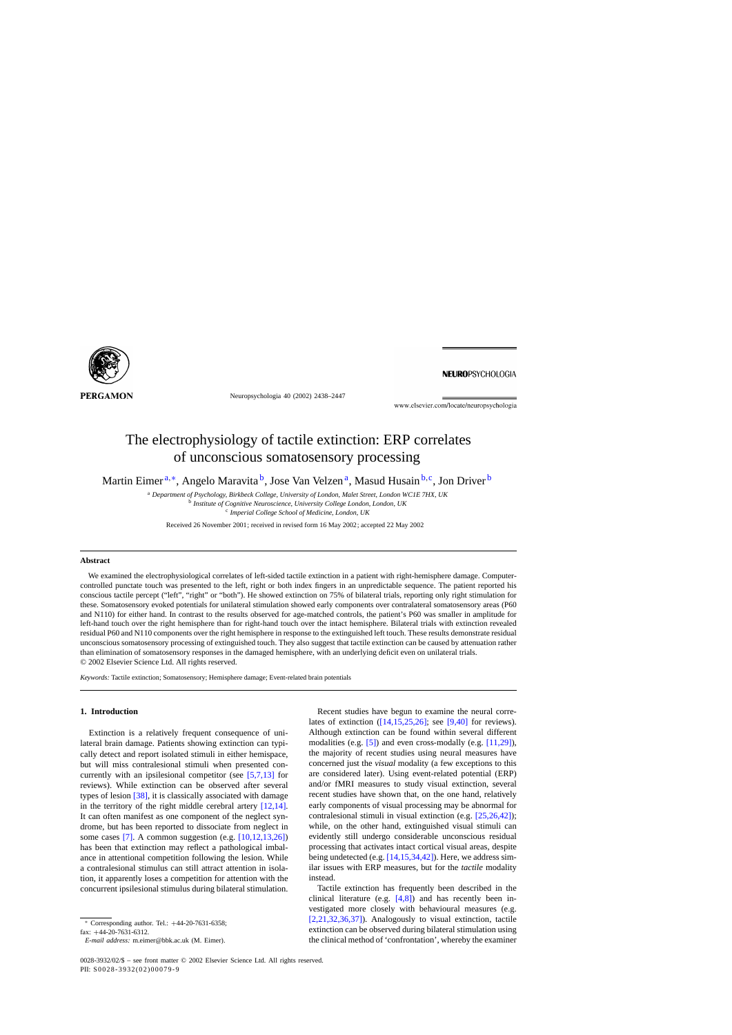# The electrophysiology of tactile extinction: ERP correlates of unconscious somatosensory processing

Martin Eimer[a,*], Angelo Maravita[b], Jose Van Velzen[a], Masud Husain[b,c], Jon Driver[b]

[a] *Department of Psychology, Birkbeck College, University of London, Malet Street, London WC1E 7HX, UK*
[b] *Institute of Cognitive Neuroscience, University College London, London, UK*
[c] *Imperial College School of Medicine, London, UK*

Received 26 November 2001; received in revised form 16 May 2002; accepted 22 May 2002

## Abstract

We examined the electrophysiological correlates of left-sided tactile extinction in a patient with right-hemisphere damage. Computer-controlled punctate touch was presented to the left, right or both index fingers in an unpredictable sequence. The patient reported his conscious tactile percept ("left", "right" or "both"). He showed extinction on 75% of bilateral trials, reporting only right stimulation for these. Somatosensory evoked potentials for unilateral stimulation showed early components over contralateral somatosensory areas (P60 and N110) for either hand. In contrast to the results observed for age-matched controls, the patient's P60 was smaller in amplitude for left-hand touch over the right hemisphere than for right-hand touch over the intact hemisphere. Bilateral trials with extinction revealed residual P60 and N110 components over the right hemisphere in response to the extinguished left touch. These results demonstrate residual unconscious somatosensory processing of extinguished touch. They also suggest that tactile extinction can be caused by attenuation rather than elimination of somatosensory responses in the damaged hemisphere, with an underlying deficit even on unilateral trials.

© 2002 Elsevier Science Ltd. All rights reserved.

*Keywords:* Tactile extinction; Somatosensory; Hemisphere damage; Event-related brain potentials

## 1. Introduction

Extinction is a relatively frequent consequence of unilateral brain damage. Patients showing extinction can typically detect and report isolated stimuli in either hemispace, but will miss contralesional stimuli when presented concurrently with an ipsilesional competitor (see [5,7,13] for reviews). While extinction can be observed after several types of lesion [38], it is classically associated with damage in the territory of the right middle cerebral artery [12,14]. It can often manifest as one component of the neglect syndrome, but has been reported to dissociate from neglect in some cases [7]. A common suggestion (e.g. [10,12,13,26]) has been that extinction may reflect a pathological imbalance in attentional competition following the lesion. While a contralesional stimulus can still attract attention in isolation, it apparently loses a competition for attention with the concurrent ipsilesional stimulus during bilateral stimulation.

Recent studies have begun to examine the neural correlates of extinction ([14,15,25,26]; see [9,40] for reviews). Although extinction can be found within several different modalities (e.g. [5]) and even cross-modally (e.g. [11,29]), the majority of recent studies using neural measures have concerned just the *visual* modality (a few exceptions to this are considered later). Using event-related potential (ERP) and/or fMRI measures to study visual extinction, several recent studies have shown that, on the one hand, relatively early components of visual processing may be abnormal for contralesional stimuli in visual extinction (e.g. [25,26,42]); while, on the other hand, extinguished visual stimuli can evidently still undergo considerable unconscious residual processing that activates intact cortical visual areas, despite being undetected (e.g. [14,15,34,42]). Here, we address similar issues with ERP measures, but for the *tactile* modality instead.

Tactile extinction has frequently been described in the clinical literature (e.g. [4,8]) and has recently been investigated more closely with behavioural measures (e.g. [2,21,32,36,37]). Analogously to visual extinction, tactile extinction can be observed during bilateral stimulation using the clinical method of 'confrontation', whereby the examiner

\* Corresponding author. Tel.: +44-20-7631-6358; fax: +44-20-7631-6312.
*E-mail address:* m.eimer@bbk.ac.uk (M. Eimer).

0028-3932/02/$ – see front matter © 2002 Elsevier Science Ltd. All rights reserved.
PII: S0028-3932(02)00079-9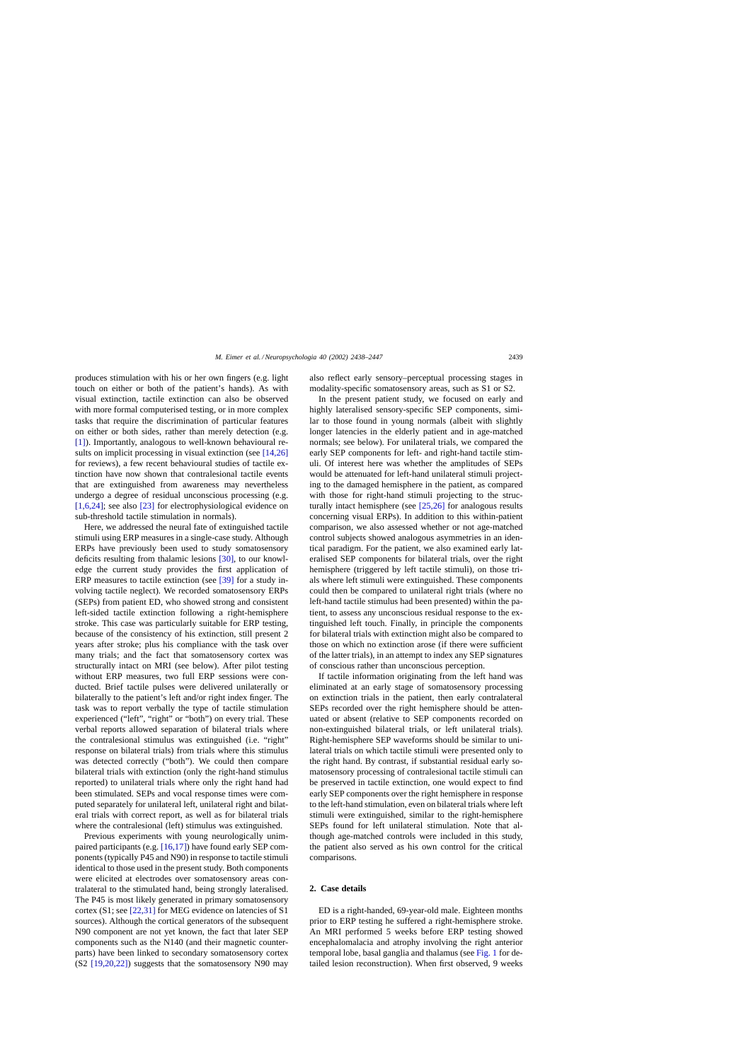produces stimulation with his or her own fingers (e.g. light touch on either or both of the patient's hands). As with visual extinction, tactile extinction can also be observed with more formal computerised testing, or in more complex tasks that require the discrimination of particular features on either or both sides, rather than merely detection (e.g. [1]). Importantly, analogous to well-known behavioural results on implicit processing in visual extinction (see [14,26] for reviews), a few recent behavioural studies of tactile extinction have now shown that contralesional tactile events that are extinguished from awareness may nevertheless undergo a degree of residual unconscious processing (e.g. [1,6,24]; see also [23] for electrophysiological evidence on sub-threshold tactile stimulation in normals).

Here, we addressed the neural fate of extinguished tactile stimuli using ERP measures in a single-case study. Although ERPs have previously been used to study somatosensory deficits resulting from thalamic lesions [30], to our knowledge the current study provides the first application of ERP measures to tactile extinction (see [39] for a study involving tactile neglect). We recorded somatosensory ERPs (SEPs) from patient ED, who showed strong and consistent left-sided tactile extinction following a right-hemisphere stroke. This case was particularly suitable for ERP testing, because of the consistency of his extinction, still present 2 years after stroke; plus his compliance with the task over many trials; and the fact that somatosensory cortex was structurally intact on MRI (see below). After pilot testing without ERP measures, two full ERP sessions were conducted. Brief tactile pulses were delivered unilaterally or bilaterally to the patient's left and/or right index finger. The task was to report verbally the type of tactile stimulation experienced ("left", "right" or "both") on every trial. These verbal reports allowed separation of bilateral trials where the contralesional stimulus was extinguished (i.e. "right" response on bilateral trials) from trials where this stimulus was detected correctly ("both"). We could then compare bilateral trials with extinction (only the right-hand stimulus reported) to unilateral trials where only the right hand had been stimulated. SEPs and vocal response times were computed separately for unilateral left, unilateral right and bilateral trials with correct report, as well as for bilateral trials where the contralesional (left) stimulus was extinguished.

Previous experiments with young neurologically unimpaired participants (e.g. [16,17]) have found early SEP components (typically P45 and N90) in response to tactile stimuli identical to those used in the present study. Both components were elicited at electrodes over somatosensory areas contralateral to the stimulated hand, being strongly lateralised. The P45 is most likely generated in primary somatosensory cortex (S1; see [22,31] for MEG evidence on latencies of S1 sources). Although the cortical generators of the subsequent N90 component are not yet known, the fact that later SEP components such as the N140 (and their magnetic counterparts) have been linked to secondary somatosensory cortex (S2 [19,20,22]) suggests that the somatosensory N90 may also reflect early sensory–perceptual processing stages in modality-specific somatosensory areas, such as S1 or S2.

In the present patient study, we focused on early and highly lateralised sensory-specific SEP components, similar to those found in young normals (albeit with slightly longer latencies in the elderly patient and in age-matched normals; see below). For unilateral trials, we compared the early SEP components for left- and right-hand tactile stimuli. Of interest here was whether the amplitudes of SEPs would be attenuated for left-hand unilateral stimuli projecting to the damaged hemisphere in the patient, as compared with those for right-hand stimuli projecting to the structurally intact hemisphere (see [25,26] for analogous results concerning visual ERPs). In addition to this within-patient comparison, we also assessed whether or not age-matched control subjects showed analogous asymmetries in an identical paradigm. For the patient, we also examined early lateralised SEP components for bilateral trials, over the right hemisphere (triggered by left tactile stimuli), on those trials where left stimuli were extinguished. These components could then be compared to unilateral right trials (where no left-hand tactile stimulus had been presented) within the patient, to assess any unconscious residual response to the extinguished left touch. Finally, in principle the components for bilateral trials with extinction might also be compared to those on which no extinction arose (if there were sufficient of the latter trials), in an attempt to index any SEP signatures of conscious rather than unconscious perception.

If tactile information originating from the left hand was eliminated at an early stage of somatosensory processing on extinction trials in the patient, then early contralateral SEPs recorded over the right hemisphere should be attenuated or absent (relative to SEP components recorded on non-extinguished bilateral trials, or left unilateral trials). Right-hemisphere SEP waveforms should be similar to unilateral trials on which tactile stimuli were presented only to the right hand. By contrast, if substantial residual early somatosensory processing of contralesional tactile stimuli can be preserved in tactile extinction, one would expect to find early SEP components over the right hemisphere in response to the left-hand stimulation, even on bilateral trials where left stimuli were extinguished, similar to the right-hemisphere SEPs found for left unilateral stimulation. Note that although age-matched controls were included in this study, the patient also served as his own control for the critical comparisons.

## 2. Case details

ED is a right-handed, 69-year-old male. Eighteen months prior to ERP testing he suffered a right-hemisphere stroke. An MRI performed 5 weeks before ERP testing showed encephalomalacia and atrophy involving the right anterior temporal lobe, basal ganglia and thalamus (see Fig. 1 for detailed lesion reconstruction). When first observed, 9 weeks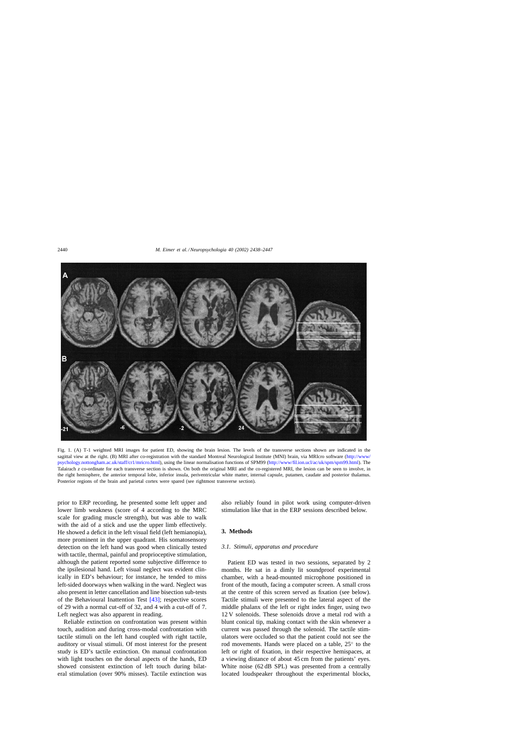Fig. 1. (A) T-1 weighted MRI images for patient ED, showing the brain lesion. The levels of the transverse sections shown are indicated in the sagittal view at the right. (B) MRI after co-registration with the standard Montreal Neurological Institute (MNI) brain, via MRIcro software (http://www/psychology.nottongham.ac.uk/staff/cr1/mricro.html), using the linear normalisation functions of SPM99 (http://www/fil.ion.ucl/ac/uk/spm/spm99.html). The Talairach z co-ordinate for each transverse section is shown. On both the original MRI and the co-registered MRI, the lesion can be seen to involve, in the right hemisphere, the anterior temporal lobe, inferior insula, periventricular white matter, internal capsule, putamen, caudate and posterior thalamus. Posterior regions of the brain and parietal cortex were spared (see rightmost transverse section).

prior to ERP recording, he presented some left upper and lower limb weakness (score of 4 according to the MRC scale for grading muscle strength), but was able to walk with the aid of a stick and use the upper limb effectively. He showed a deficit in the left visual field (left hemianopia), more prominent in the upper quadrant. His somatosensory detection on the left hand was good when clinically tested with tactile, thermal, painful and proprioceptive stimulation, although the patient reported some subjective difference to the ipsilesional hand. Left visual neglect was evident clinically in ED's behaviour; for instance, he tended to miss left-sided doorways when walking in the ward. Neglect was also present in letter cancellation and line bisection sub-tests of the Behavioural Inattention Test [43]; respective scores of 29 with a normal cut-off of 32, and 4 with a cut-off of 7. Left neglect was also apparent in reading.

Reliable extinction on confrontation was present within touch, audition and during cross-modal confrontation with tactile stimuli on the left hand coupled with right tactile, auditory or visual stimuli. Of most interest for the present study is ED's tactile extinction. On manual confrontation with light touches on the dorsal aspects of the hands, ED showed consistent extinction of left touch during bilateral stimulation (over 90% misses). Tactile extinction was also reliably found in pilot work using computer-driven stimulation like that in the ERP sessions described below.

## 3. Methods

### 3.1. Stimuli, apparatus and procedure

Patient ED was tested in two sessions, separated by 2 months. He sat in a dimly lit soundproof experimental chamber, with a head-mounted microphone positioned in front of the mouth, facing a computer screen. A small cross at the centre of this screen served as fixation (see below). Tactile stimuli were presented to the lateral aspect of the middle phalanx of the left or right index finger, using two 12 V solenoids. These solenoids drove a metal rod with a blunt conical tip, making contact with the skin whenever a current was passed through the solenoid. The tactile stimulators were occluded so that the patient could not see the rod movements. Hands were placed on a table, 25° to the left or right of fixation, in their respective hemispaces, at a viewing distance of about 45 cm from the patients' eyes. White noise (62 dB SPL) was presented from a centrally located loudspeaker throughout the experimental blocks,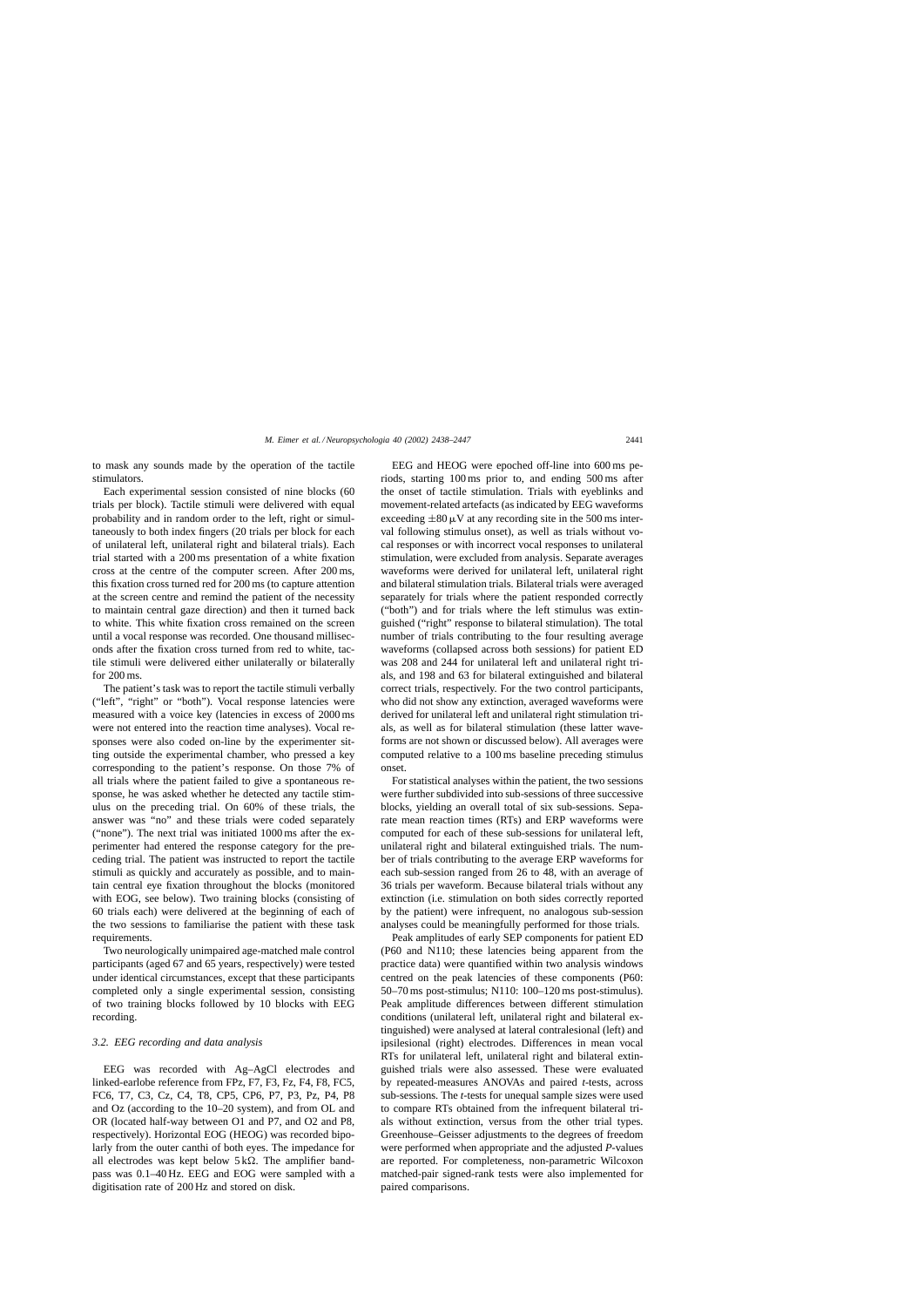to mask any sounds made by the operation of the tactile stimulators.

Each experimental session consisted of nine blocks (60 trials per block). Tactile stimuli were delivered with equal probability and in random order to the left, right or simultaneously to both index fingers (20 trials per block for each of unilateral left, unilateral right and bilateral trials). Each trial started with a 200 ms presentation of a white fixation cross at the centre of the computer screen. After 200 ms, this fixation cross turned red for 200 ms (to capture attention at the screen centre and remind the patient of the necessity to maintain central gaze direction) and then it turned back to white. This white fixation cross remained on the screen until a vocal response was recorded. One thousand milliseconds after the fixation cross turned from red to white, tactile stimuli were delivered either unilaterally or bilaterally for 200 ms.

The patient's task was to report the tactile stimuli verbally ("left", "right" or "both"). Vocal response latencies were measured with a voice key (latencies in excess of 2000 ms were not entered into the reaction time analyses). Vocal responses were also coded on-line by the experimenter sitting outside the experimental chamber, who pressed a key corresponding to the patient's response. On those 7% of all trials where the patient failed to give a spontaneous response, he was asked whether he detected any tactile stimulus on the preceding trial. On 60% of these trials, the answer was "no" and these trials were coded separately ("none"). The next trial was initiated 1000 ms after the experimenter had entered the response category for the preceding trial. The patient was instructed to report the tactile stimuli as quickly and accurately as possible, and to maintain central eye fixation throughout the blocks (monitored with EOG, see below). Two training blocks (consisting of 60 trials each) were delivered at the beginning of each of the two sessions to familiarise the patient with these task requirements.

Two neurologically unimpaired age-matched male control participants (aged 67 and 65 years, respectively) were tested under identical circumstances, except that these participants completed only a single experimental session, consisting of two training blocks followed by 10 blocks with EEG recording.

### 3.2. EEG recording and data analysis

EEG was recorded with Ag–AgCl electrodes and linked-earlobe reference from FPz, F7, F3, Fz, F4, F8, FC5, FC6, T7, C3, Cz, C4, T8, CP5, CP6, P7, P3, Pz, P4, P8 and Oz (according to the 10–20 system), and from OL and OR (located half-way between O1 and P7, and O2 and P8, respectively). Horizontal EOG (HEOG) was recorded bipolarly from the outer canthi of both eyes. The impedance for all electrodes was kept below $5\,\mathrm{k\Omega}$. The amplifier bandpass was 0.1–40 Hz. EEG and EOG were sampled with a digitisation rate of 200 Hz and stored on disk.

EEG and HEOG were epoched off-line into 600 ms periods, starting 100 ms prior to, and ending 500 ms after the onset of tactile stimulation. Trials with eyeblinks and movement-related artefacts (as indicated by EEG waveforms exceeding $\pm 80\,\mu\mathrm{V}$ at any recording site in the 500 ms interval following stimulus onset), as well as trials without vocal responses or with incorrect vocal responses to unilateral stimulation, were excluded from analysis. Separate averages waveforms were derived for unilateral left, unilateral right and bilateral stimulation trials. Bilateral trials were averaged separately for trials where the patient responded correctly ("both") and for trials where the left stimulus was extinguished ("right" response to bilateral stimulation). The total number of trials contributing to the four resulting average waveforms (collapsed across both sessions) for patient ED was 208 and 244 for unilateral left and unilateral right trials, and 198 and 63 for bilateral extinguished and bilateral correct trials, respectively. For the two control participants, who did not show any extinction, averaged waveforms were derived for unilateral left and unilateral right stimulation trials, as well as for bilateral stimulation (these latter waveforms are not shown or discussed below). All averages were computed relative to a 100 ms baseline preceding stimulus onset.

For statistical analyses within the patient, the two sessions were further subdivided into sub-sessions of three successive blocks, yielding an overall total of six sub-sessions. Separate mean reaction times (RTs) and ERP waveforms were computed for each of these sub-sessions for unilateral left, unilateral right and bilateral extinguished trials. The number of trials contributing to the average ERP waveforms for each sub-session ranged from 26 to 48, with an average of 36 trials per waveform. Because bilateral trials without any extinction (i.e. stimulation on both sides correctly reported by the patient) were infrequent, no analogous sub-session analyses could be meaningfully performed for those trials.

Peak amplitudes of early SEP components for patient ED (P60 and N110; these latencies being apparent from the practice data) were quantified within two analysis windows centred on the peak latencies of these components (P60: 50–70 ms post-stimulus; N110: 100–120 ms post-stimulus). Peak amplitude differences between different stimulation conditions (unilateral left, unilateral right and bilateral extinguished) were analysed at lateral contralesional (left) and ipsilesional (right) electrodes. Differences in mean vocal RTs for unilateral left, unilateral right and bilateral extinguished trials were also assessed. These were evaluated by repeated-measures ANOVAs and paired *t*-tests, across sub-sessions. The *t*-tests for unequal sample sizes were used to compare RTs obtained from the infrequent bilateral trials without extinction, versus from the other trial types. Greenhouse–Geisser adjustments to the degrees of freedom were performed when appropriate and the adjusted *P*-values are reported. For completeness, non-parametric Wilcoxon matched-pair signed-rank tests were also implemented for paired comparisons.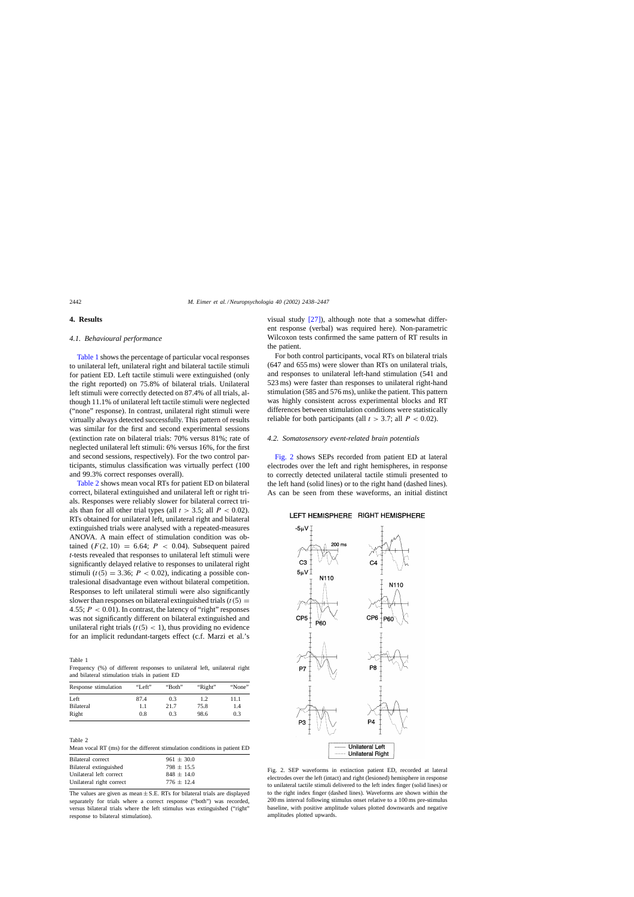## 4. Results

### 4.1. Behavioural performance

Table 1 shows the percentage of particular vocal responses to unilateral left, unilateral right and bilateral tactile stimuli for patient ED. Left tactile stimuli were extinguished (only the right reported) on 75.8% of bilateral trials. Unilateral left stimuli were correctly detected on 87.4% of all trials, although 11.1% of unilateral left tactile stimuli were neglected ("none" response). In contrast, unilateral right stimuli were virtually always detected successfully. This pattern of results was similar for the first and second experimental sessions (extinction rate on bilateral trials: 70% versus 81%; rate of neglected unilateral left stimuli: 6% versus 16%, for the first and second sessions, respectively). For the two control participants, stimulus classification was virtually perfect (100 and 99.3% correct responses overall).

Table 2 shows mean vocal RTs for patient ED on bilateral correct, bilateral extinguished and unilateral left or right trials. Responses were reliably slower for bilateral correct trials than for all other trial types (all $t > 3.5$; all $P < 0.02$). RTs obtained for unilateral left, unilateral right and bilateral extinguished trials were analysed with a repeated-measures ANOVA. A main effect of stimulation condition was obtained ($F(2, 10) = 6.64$; $P < 0.04$). Subsequent paired *t*-tests revealed that responses to unilateral left stimuli were significantly delayed relative to responses to unilateral right stimuli ($t(5) = 3.36$; $P < 0.02$), indicating a possible contralesional disadvantage even without bilateral competition. Responses to left unilateral stimuli were also significantly slower than responses on bilateral extinguished trials ($t(5) = 4.55$; $P < 0.01$). In contrast, the latency of "right" responses was not significantly different on bilateral extinguished and unilateral right trials ($t(5) < 1$), thus providing no evidence for an implicit redundant-targets effect (c.f. Marzi et al.'s visual study [27]), although note that a somewhat different response (verbal) was required here). Non-parametric Wilcoxon tests confirmed the same pattern of RT results in the patient.

Table 1
Frequency (%) of different responses to unilateral left, unilateral right and bilateral stimulation trials in patient ED

| Response stimulation | "Left" | "Both" | "Right" | "None" |
|---|---|---|---|---|
| Left | 87.4 | 0.3 | 1.2 | 11.1 |
| Bilateral | 1.1 | 21.7 | 75.8 | 1.4 |
| Right | 0.8 | 0.3 | 98.6 | 0.3 |

Table 2
Mean vocal RT (ms) for the different stimulation conditions in patient ED

| | |
|---|---|
| Bilateral correct | 961 ± 30.0 |
| Bilateral extinguished | 798 ± 15.5 |
| Unilateral left correct | 848 ± 14.0 |
| Unilateral right correct | 776 ± 12.4 |

The values are given as mean ± S.E. RTs for bilateral trials are displayed separately for trials where a correct response ("both") was recorded, versus bilateral trials where the left stimulus was extinguished ("right" response to bilateral stimulation).

For both control participants, vocal RTs on bilateral trials (647 and 655 ms) were slower than RTs on unilateral trials, and responses to unilateral left-hand stimulation (541 and 523 ms) were faster than responses to unilateral right-hand stimulation (585 and 576 ms), unlike the patient. This pattern was highly consistent across experimental blocks and RT differences between stimulation conditions were statistically reliable for both participants (all $t > 3.7$; all $P < 0.02$).

### 4.2. Somatosensory event-related brain potentials

Fig. 2 shows SEPs recorded from patient ED at lateral electrodes over the left and right hemispheres, in response to correctly detected unilateral tactile stimuli presented to the left hand (solid lines) or to the right hand (dashed lines). As can be seen from these waveforms, an initial distinct

Fig. 2. SEP waveforms in extinction patient ED, recorded at lateral electrodes over the left (intact) and right (lesioned) hemisphere in response to unilateral tactile stimuli delivered to the left index finger (solid lines) or to the right index finger (dashed lines). Waveforms are shown within the 200 ms interval following stimulus onset relative to a 100 ms pre-stimulus baseline, with positive amplitude values plotted downwards and negative amplitudes plotted upwards.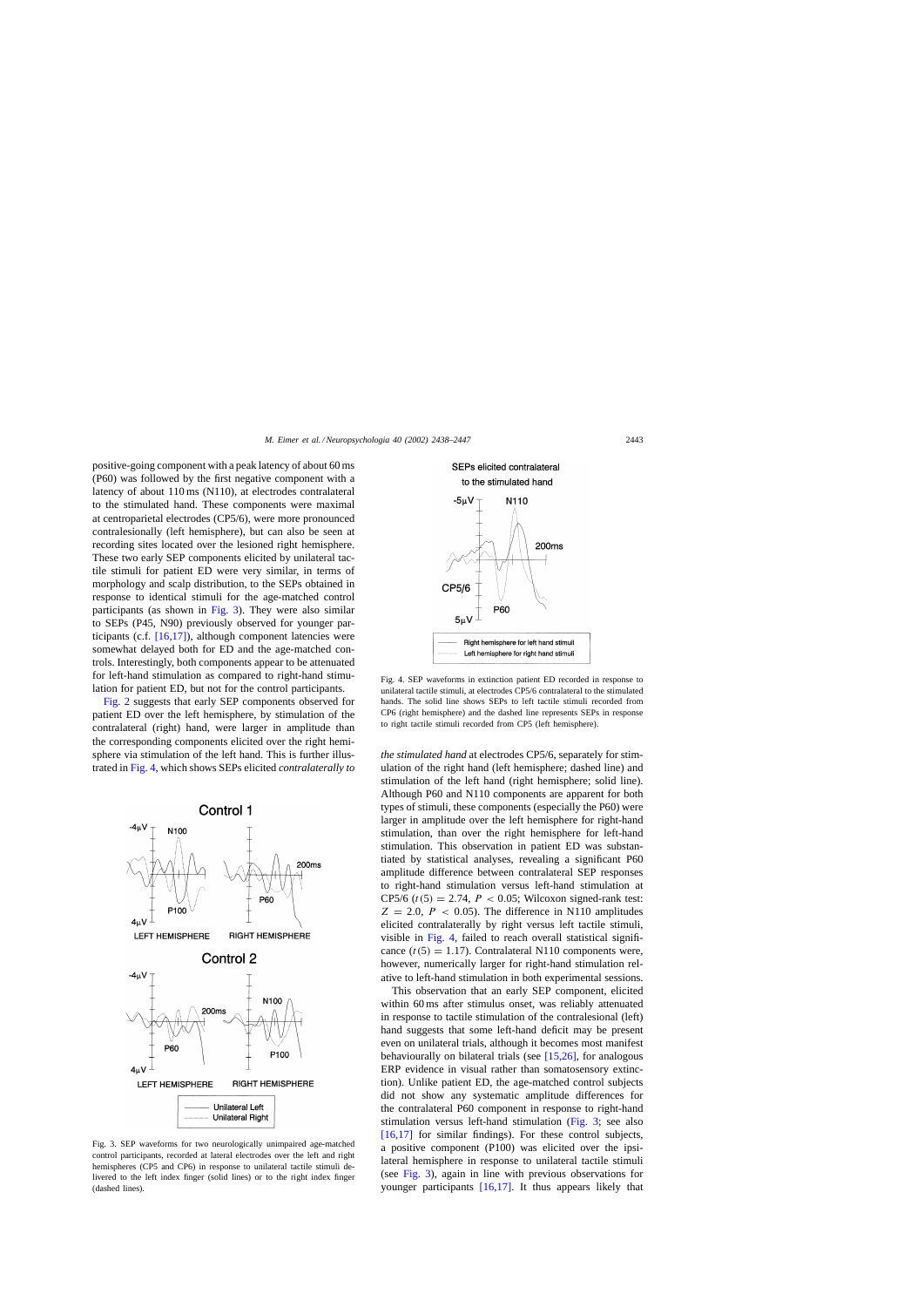positive-going component with a peak latency of about 60 ms (P60) was followed by the first negative component with a latency of about 110 ms (N110), at electrodes contralateral to the stimulated hand. These components were maximal at centroparietal electrodes (CP5/6), were more pronounced contralesionally (left hemisphere), but can also be seen at recording sites located over the lesioned right hemisphere. These two early SEP components elicited by unilateral tactile stimuli for patient ED were very similar, in terms of morphology and scalp distribution, to the SEPs obtained in response to identical stimuli for the age-matched control participants (as shown in Fig. 3). They were also similar to SEPs (P45, N90) previously observed for younger participants (c.f. [16,17]), although component latencies were somewhat delayed both for ED and the age-matched controls. Interestingly, both components appear to be attenuated for left-hand stimulation as compared to right-hand stimulation for patient ED, but not for the control participants.

Fig. 2 suggests that early SEP components observed for patient ED over the left hemisphere, by stimulation of the contralateral (right) hand, were larger in amplitude than the corresponding components elicited over the right hemisphere via stimulation of the left hand. This is further illustrated in Fig. 4, which shows SEPs elicited *contralaterally to the stimulated hand* at electrodes CP5/6, separately for stimulation of the right hand (left hemisphere; dashed line) and stimulation of the left hand (right hemisphere; solid line). Although P60 and N110 components are apparent for both types of stimuli, these components (especially the P60) were larger in amplitude over the left hemisphere for right-hand stimulation, than over the right hemisphere for left-hand stimulation. This observation in patient ED was substantiated by statistical analyses, revealing a significant P60 amplitude difference between contralateral SEP responses to right-hand stimulation versus left-hand stimulation at CP5/6 ($t(5) = 2.74$, $P < 0.05$; Wilcoxon signed-rank test: $Z = 2.0$, $P < 0.05$). The difference in N110 amplitudes elicited contralaterally by right versus left tactile stimuli, visible in Fig. 4, failed to reach overall statistical significance ($t(5) = 1.17$). Contralateral N110 components were, however, numerically larger for right-hand stimulation relative to left-hand stimulation in both experimental sessions.

Fig. 3. SEP waveforms for two neurologically unimpaired age-matched control participants, recorded at lateral electrodes over the left and right hemispheres (CP5 and CP6) in response to unilateral tactile stimuli delivered to the left index finger (solid lines) or to the right index finger (dashed lines).

Fig. 4. SEP waveforms in extinction patient ED recorded in response to unilateral tactile stimuli, at electrodes CP5/6 contralateral to the stimulated hands. The solid line shows SEPs to left tactile stimuli recorded from CP6 (right hemisphere) and the dashed line represents SEPs in response to right tactile stimuli recorded from CP5 (left hemisphere).

This observation that an early SEP component, elicited within 60 ms after stimulus onset, was reliably attenuated in response to tactile stimulation of the contralesional (left) hand suggests that some left-hand deficit may be present even on unilateral trials, although it becomes most manifest behaviourally on bilateral trials (see [15,26], for analogous ERP evidence in visual rather than somatosensory extinction). Unlike patient ED, the age-matched control subjects did not show any systematic amplitude differences for the contralateral P60 component in response to right-hand stimulation versus left-hand stimulation (Fig. 3; see also [16,17] for similar findings). For these control subjects, a positive component (P100) was elicited over the ipsilateral hemisphere in response to unilateral tactile stimuli (see Fig. 3), again in line with previous observations for younger participants [16,17]. It thus appears likely that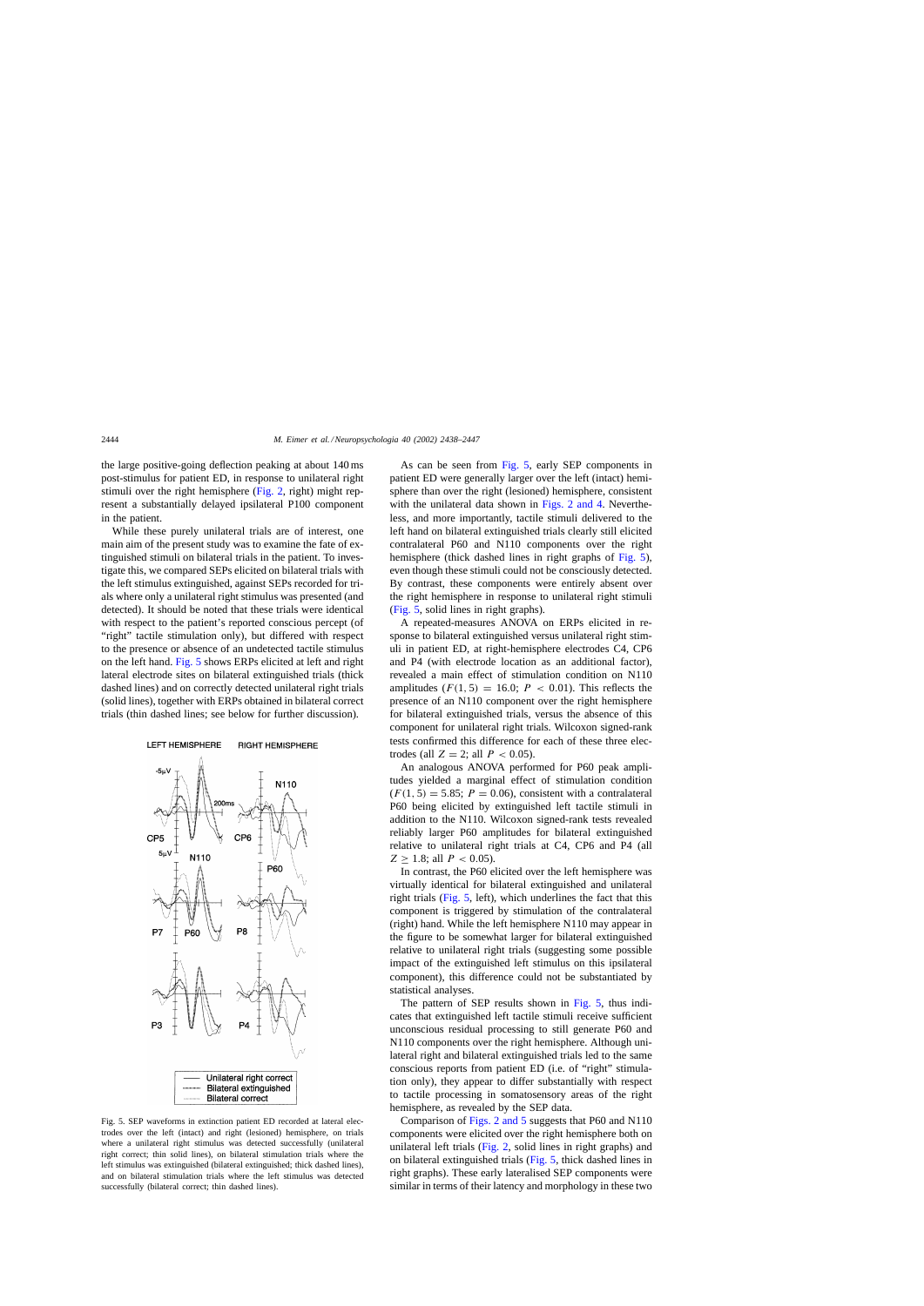the large positive-going deflection peaking at about 140 ms post-stimulus for patient ED, in response to unilateral right stimuli over the right hemisphere (Fig. 2, right) might represent a substantially delayed ipsilateral P100 component in the patient.

While these purely unilateral trials are of interest, one main aim of the present study was to examine the fate of extinguished stimuli on bilateral trials in the patient. To investigate this, we compared SEPs elicited on bilateral trials with the left stimulus extinguished, against SEPs recorded for trials where only a unilateral right stimulus was presented (and detected). It should be noted that these trials were identical with respect to the patient's reported conscious percept (of "right" tactile stimulation only), but differed with respect to the presence or absence of an undetected tactile stimulus on the left hand. Fig. 5 shows ERPs elicited at left and right lateral electrode sites on bilateral extinguished trials (thick dashed lines) and on correctly detected unilateral right trials (solid lines), together with ERPs obtained in bilateral correct trials (thin dashed lines; see below for further discussion).

Fig. 5. SEP waveforms in extinction patient ED recorded at lateral electrodes over the left (intact) and right (lesioned) hemisphere, on trials where a unilateral right stimulus was detected successfully (unilateral right correct; thin solid lines), on bilateral stimulation trials where the left stimulus was extinguished (bilateral extinguished; thick dashed lines), and on bilateral stimulation trials where the left stimulus was detected successfully (bilateral correct; thin dashed lines).

As can be seen from Fig. 5, early SEP components in patient ED were generally larger over the left (intact) hemisphere than over the right (lesioned) hemisphere, consistent with the unilateral data shown in Figs. 2 and 4. Nevertheless, and more importantly, tactile stimuli delivered to the left hand on bilateral extinguished trials clearly still elicited contralateral P60 and N110 components over the right hemisphere (thick dashed lines in right graphs of Fig. 5), even though these stimuli could not be consciously detected. By contrast, these components were entirely absent over the right hemisphere in response to unilateral right stimuli (Fig. 5, solid lines in right graphs).

A repeated-measures ANOVA on ERPs elicited in response to bilateral extinguished versus unilateral right stimuli in patient ED, at right-hemisphere electrodes C4, CP6 and P4 (with electrode location as an additional factor), revealed a main effect of stimulation condition on N110 amplitudes ($F(1, 5) = 16.0$; $P < 0.01$). This reflects the presence of an N110 component over the right hemisphere for bilateral extinguished trials, versus the absence of this component for unilateral right trials. Wilcoxon signed-rank tests confirmed this difference for each of these three electrodes (all $Z = 2$; all $P < 0.05$).

An analogous ANOVA performed for P60 peak amplitudes yielded a marginal effect of stimulation condition ($F(1, 5) = 5.85$; $P = 0.06$), consistent with a contralateral P60 being elicited by extinguished left tactile stimuli in addition to the N110. Wilcoxon signed-rank tests revealed reliably larger P60 amplitudes for bilateral extinguished relative to unilateral right trials at C4, CP6 and P4 (all $Z \geq 1.8$; all $P < 0.05$).

In contrast, the P60 elicited over the left hemisphere was virtually identical for bilateral extinguished and unilateral right trials (Fig. 5, left), which underlines the fact that this component is triggered by stimulation of the contralateral (right) hand. While the left hemisphere N110 may appear in the figure to be somewhat larger for bilateral extinguished relative to unilateral right trials (suggesting some possible impact of the extinguished left stimulus on this ipsilateral component), this difference could not be substantiated by statistical analyses.

The pattern of SEP results shown in Fig. 5, thus indicates that extinguished left tactile stimuli receive sufficient unconscious residual processing to still generate P60 and N110 components over the right hemisphere. Although unilateral right and bilateral extinguished trials led to the same conscious reports from patient ED (i.e. of "right" stimulation only), they appear to differ substantially with respect to tactile processing in somatosensory areas of the right hemisphere, as revealed by the SEP data.

Comparison of Figs. 2 and 5 suggests that P60 and N110 components were elicited over the right hemisphere both on unilateral left trials (Fig. 2, solid lines in right graphs) and on bilateral extinguished trials (Fig. 5, thick dashed lines in right graphs). These early lateralised SEP components were similar in terms of their latency and morphology in these two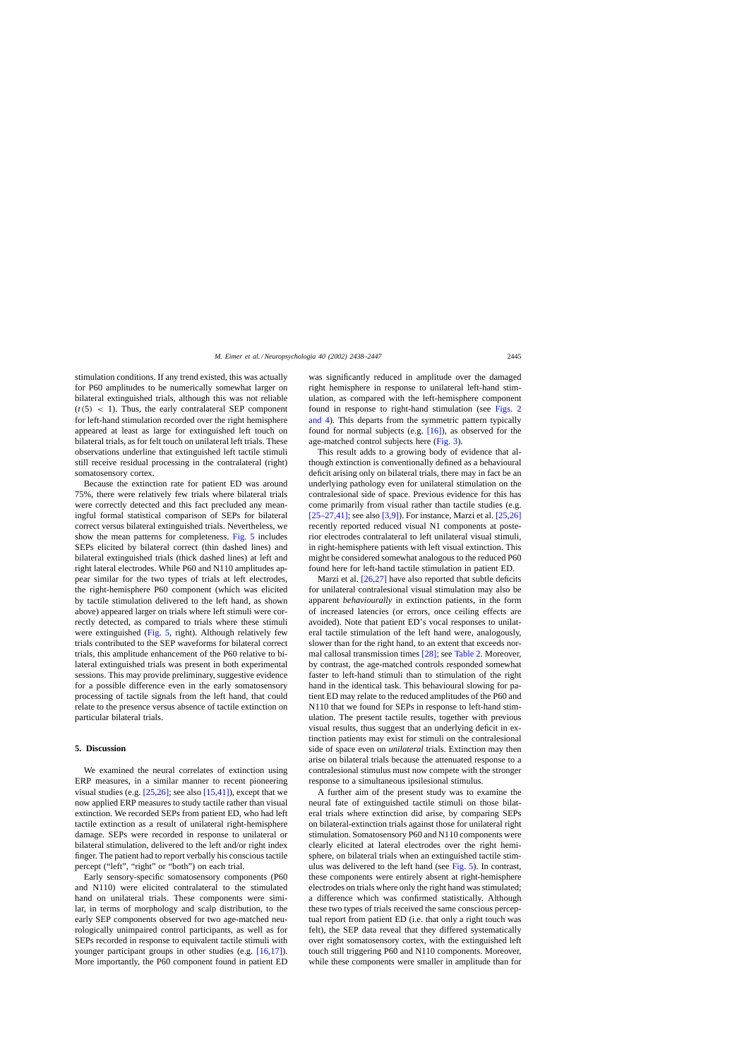stimulation conditions. If any trend existed, this was actually for P60 amplitudes to be numerically somewhat larger on bilateral extinguished trials, although this was not reliable ($t(5) < 1$). Thus, the early contralateral SEP component for left-hand stimulation recorded over the right hemisphere appeared at least as large for extinguished left touch on bilateral trials, as for felt touch on unilateral left trials. These observations underline that extinguished left tactile stimuli still receive residual processing in the contralateral (right) somatosensory cortex.

Because the extinction rate for patient ED was around 75%, there were relatively few trials where bilateral trials were correctly detected and this fact precluded any meaningful formal statistical comparison of SEPs for bilateral correct versus bilateral extinguished trials. Nevertheless, we show the mean patterns for completeness. Fig. 5 includes SEPs elicited by bilateral correct (thin dashed lines) and bilateral extinguished trials (thick dashed lines) at left and right lateral electrodes. While P60 and N110 amplitudes appear similar for the two types of trials at left electrodes, the right-hemisphere P60 component (which was elicited by tactile stimulation delivered to the left hand, as shown above) appeared larger on trials where left stimuli were correctly detected, as compared to trials where these stimuli were extinguished (Fig. 5, right). Although relatively few trials contributed to the SEP waveforms for bilateral correct trials, this amplitude enhancement of the P60 relative to bilateral extinguished trials was present in both experimental sessions. This may provide preliminary, suggestive evidence for a possible difference even in the early somatosensory processing of tactile signals from the left hand, that could relate to the presence versus absence of tactile extinction on particular bilateral trials.

## 5. Discussion

We examined the neural correlates of extinction using ERP measures, in a similar manner to recent pioneering visual studies (e.g. [25,26]; see also [15,41]), except that we now applied ERP measures to study tactile rather than visual extinction. We recorded SEPs from patient ED, who had left tactile extinction as a result of unilateral right-hemisphere damage. SEPs were recorded in response to unilateral or bilateral stimulation, delivered to the left and/or right index finger. The patient had to report verbally his conscious tactile percept ("left", "right" or "both") on each trial.

Early sensory-specific somatosensory components (P60 and N110) were elicited contralateral to the stimulated hand on unilateral trials. These components were similar, in terms of morphology and scalp distribution, to the early SEP components observed for two age-matched neurologically unimpaired control participants, as well as for SEPs recorded in response to equivalent tactile stimuli with younger participant groups in other studies (e.g. [16,17]). More importantly, the P60 component found in patient ED was significantly reduced in amplitude over the damaged right hemisphere in response to unilateral left-hand stimulation, as compared with the left-hemisphere component found in response to right-hand stimulation (see Figs. 2 and 4). This departs from the symmetric pattern typically found for normal subjects (e.g. [16]), as observed for the age-matched control subjects here (Fig. 3).

This result adds to a growing body of evidence that although extinction is conventionally defined as a behavioural deficit arising only on bilateral trials, there may in fact be an underlying pathology even for unilateral stimulation on the contralesional side of space. Previous evidence for this has come primarily from visual rather than tactile studies (e.g. [25–27,41]; see also [3,9]). For instance, Marzi et al. [25,26] recently reported reduced visual N1 components at posterior electrodes contralateral to left unilateral visual stimuli, in right-hemisphere patients with left visual extinction. This might be considered somewhat analogous to the reduced P60 found here for left-hand tactile stimulation in patient ED.

Marzi et al. [26,27] have also reported that subtle deficits for unilateral contralesional visual stimulation may also be apparent *behaviourally* in extinction patients, in the form of increased latencies (or errors, once ceiling effects are avoided). Note that patient ED's vocal responses to unilateral tactile stimulation of the left hand were, analogously, slower than for the right hand, to an extent that exceeds normal callosal transmission times [28]; see Table 2. Moreover, by contrast, the age-matched controls responded somewhat faster to left-hand stimuli than to stimulation of the right hand in the identical task. This behavioural slowing for patient ED may relate to the reduced amplitudes of the P60 and N110 that we found for SEPs in response to left-hand stimulation. The present tactile results, together with previous visual results, thus suggest that an underlying deficit in extinction patients may exist for stimuli on the contralesional side of space even on *unilateral* trials. Extinction may then arise on bilateral trials because the attenuated response to a contralesional stimulus must now compete with the stronger response to a simultaneous ipsilesional stimulus.

A further aim of the present study was to examine the neural fate of extinguished tactile stimuli on those bilateral trials where extinction did arise, by comparing SEPs on bilateral-extinction trials against those for unilateral right stimulation. Somatosensory P60 and N110 components were clearly elicited at lateral electrodes over the right hemisphere, on bilateral trials when an extinguished tactile stimulus was delivered to the left hand (see Fig. 5). In contrast, these components were entirely absent at right-hemisphere electrodes on trials where only the right hand was stimulated; a difference which was confirmed statistically. Although these two types of trials received the same conscious perceptual report from patient ED (i.e. that only a right touch was felt), the SEP data reveal that they differed systematically over right somatosensory cortex, with the extinguished left touch still triggering P60 and N110 components. Moreover, while these components were smaller in amplitude than for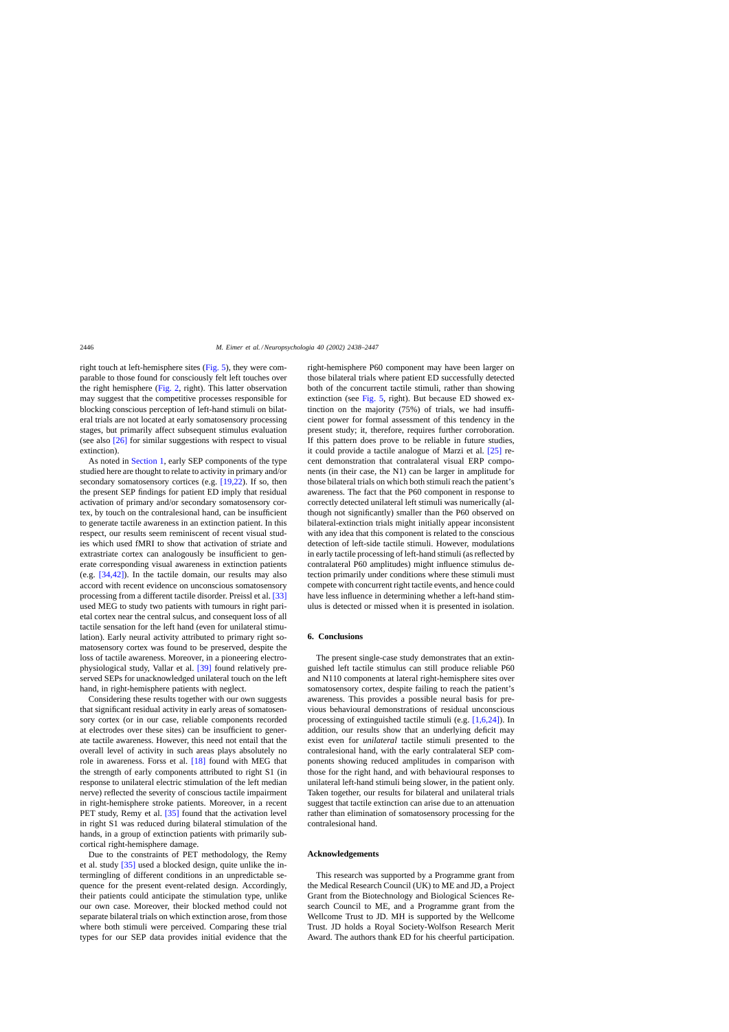right touch at left-hemisphere sites (Fig. 5), they were comparable to those found for consciously felt left touches over the right hemisphere (Fig. 2, right). This latter observation may suggest that the competitive processes responsible for blocking conscious perception of left-hand stimuli on bilateral trials are not located at early somatosensory processing stages, but primarily affect subsequent stimulus evaluation (see also [26] for similar suggestions with respect to visual extinction).

As noted in Section 1, early SEP components of the type studied here are thought to relate to activity in primary and/or secondary somatosensory cortices (e.g. [19,22]). If so, then the present SEP findings for patient ED imply that residual activation of primary and/or secondary somatosensory cortex, by touch on the contralesional hand, can be insufficient to generate tactile awareness in an extinction patient. In this respect, our results seem reminiscent of recent visual studies which used fMRI to show that activation of striate and extrastriate cortex can analogously be insufficient to generate corresponding visual awareness in extinction patients (e.g. [34,42]). In the tactile domain, our results may also accord with recent evidence on unconscious somatosensory processing from a different tactile disorder. Preissl et al. [33] used MEG to study two patients with tumours in right parietal cortex near the central sulcus, and consequent loss of all tactile sensation for the left hand (even for unilateral stimulation). Early neural activity attributed to primary right somatosensory cortex was found to be preserved, despite the loss of tactile awareness. Moreover, in a pioneering electrophysiological study, Vallar et al. [39] found relatively preserved SEPs for unacknowledged unilateral touch on the left hand, in right-hemisphere patients with neglect.

Considering these results together with our own suggests that significant residual activity in early areas of somatosensory cortex (or in our case, reliable components recorded at electrodes over these sites) can be insufficient to generate tactile awareness. However, this need not entail that the overall level of activity in such areas plays absolutely no role in awareness. Forss et al. [18] found with MEG that the strength of early components attributed to right S1 (in response to unilateral electric stimulation of the left median nerve) reflected the severity of conscious tactile impairment in right-hemisphere stroke patients. Moreover, in a recent PET study, Remy et al. [35] found that the activation level in right S1 was reduced during bilateral stimulation of the hands, in a group of extinction patients with primarily subcortical right-hemisphere damage.

Due to the constraints of PET methodology, the Remy et al. study [35] used a blocked design, quite unlike the intermingling of different conditions in an unpredictable sequence for the present event-related design. Accordingly, their patients could anticipate the stimulation type, unlike our own case. Moreover, their blocked method could not separate bilateral trials on which extinction arose, from those where both stimuli were perceived. Comparing these trial types for our SEP data provides initial evidence that the right-hemisphere P60 component may have been larger on those bilateral trials where patient ED successfully detected both of the concurrent tactile stimuli, rather than showing extinction (see Fig. 5, right). But because ED showed extinction on the majority (75%) of trials, we had insufficient power for formal assessment of this tendency in the present study; it, therefore, requires further corroboration. If this pattern does prove to be reliable in future studies, it could provide a tactile analogue of Marzi et al. [25] recent demonstration that contralateral visual ERP components (in their case, the N1) can be larger in amplitude for those bilateral trials on which both stimuli reach the patient's awareness. The fact that the P60 component in response to correctly detected unilateral left stimuli was numerically (although not significantly) smaller than the P60 observed on bilateral-extinction trials might initially appear inconsistent with any idea that this component is related to the conscious detection of left-side tactile stimuli. However, modulations in early tactile processing of left-hand stimuli (as reflected by contralateral P60 amplitudes) might influence stimulus detection primarily under conditions where these stimuli must compete with concurrent right tactile events, and hence could have less influence in determining whether a left-hand stimulus is detected or missed when it is presented in isolation.

## 6. Conclusions

The present single-case study demonstrates that an extinguished left tactile stimulus can still produce reliable P60 and N110 components at lateral right-hemisphere sites over somatosensory cortex, despite failing to reach the patient's awareness. This provides a possible neural basis for previous behavioural demonstrations of residual unconscious processing of extinguished tactile stimuli (e.g. [1,6,24]). In addition, our results show that an underlying deficit may exist even for *unilateral* tactile stimuli presented to the contralesional hand, with the early contralateral SEP components showing reduced amplitudes in comparison with those for the right hand, and with behavioural responses to unilateral left-hand stimuli being slower, in the patient only. Taken together, our results for bilateral and unilateral trials suggest that tactile extinction can arise due to an attenuation rather than elimination of somatosensory processing for the contralesional hand.

## Acknowledgements

This research was supported by a Programme grant from the Medical Research Council (UK) to ME and JD, a Project Grant from the Biotechnology and Biological Sciences Research Council to ME, and a Programme grant from the Wellcome Trust to JD. MH is supported by the Wellcome Trust. JD holds a Royal Society-Wolfson Research Merit Award. The authors thank ED for his cheerful participation.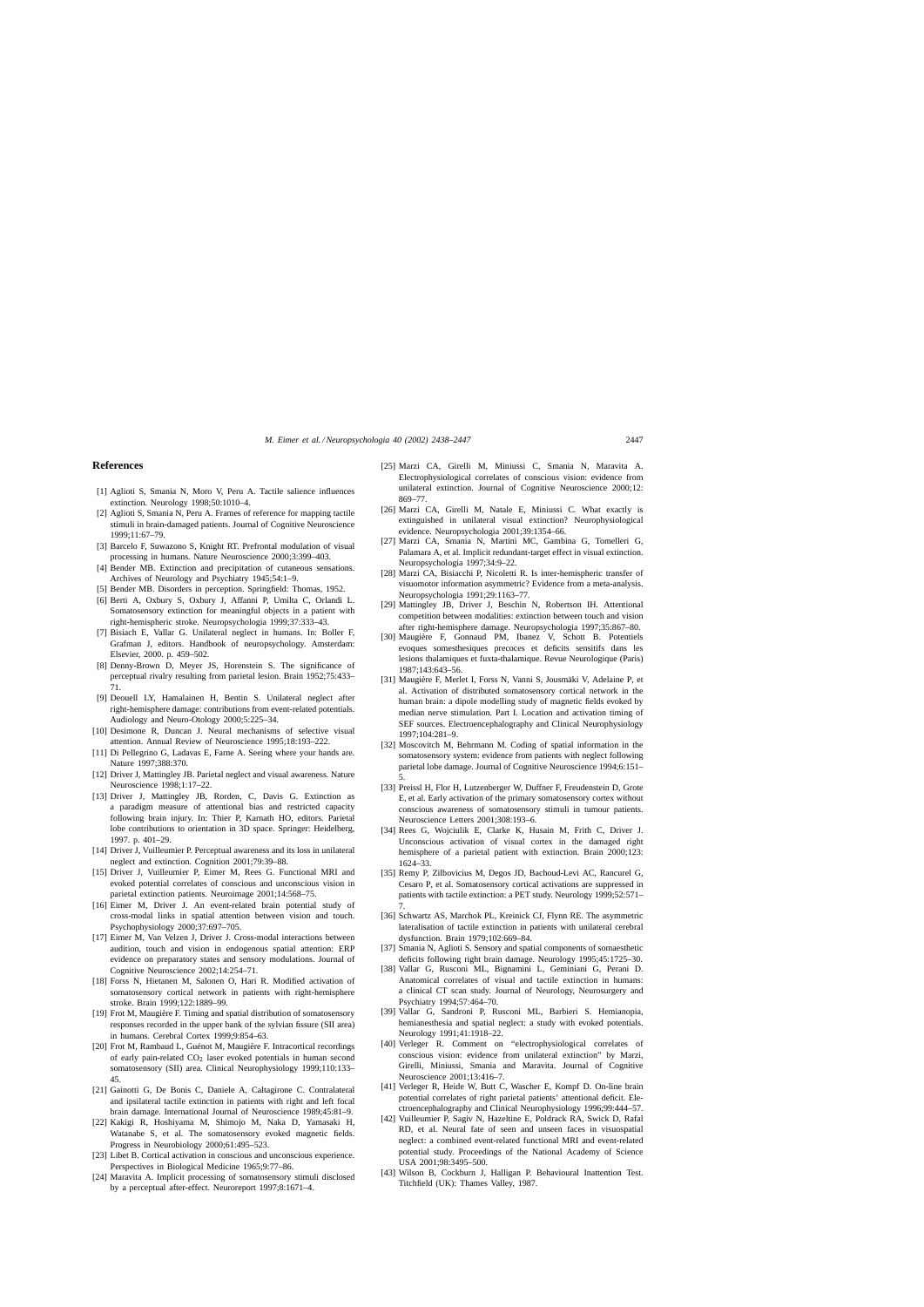## References

[1] Aglioti S, Smania N, Moro V, Peru A. Tactile salience influences extinction. Neurology 1998;50:1010–4.

[2] Aglioti S, Smania N, Peru A. Frames of reference for mapping tactile stimuli in brain-damaged patients. Journal of Cognitive Neuroscience 1999;11:67–79.

[3] Barcelo F, Suwazono S, Knight RT. Prefrontal modulation of visual processing in humans. Nature Neuroscience 2000;3:399–403.

[4] Bender MB. Extinction and precipitation of cutaneous sensations. Archives of Neurology and Psychiatry 1945;54:1–9.

[5] Bender MB. Disorders in perception. Springfield: Thomas, 1952.

[6] Berti A, Oxbury S, Oxbury J, Affanni P, Umilta C, Orlandi L. Somatosensory extinction for meaningful objects in a patient with right-hemispheric stroke. Neuropsychologia 1999;37:333–43.

[7] Bisiach E, Vallar G. Unilateral neglect in humans. In: Boller F, Grafman J, editors. Handbook of neuropsychology. Amsterdam: Elsevier, 2000. p. 459–502.

[8] Denny-Brown D, Meyer JS, Horenstein S. The significance of perceptual rivalry resulting from parietal lesion. Brain 1952;75:433–71.

[9] Deouell LY, Hamalainen H, Bentin S. Unilateral neglect after right-hemisphere damage: contributions from event-related potentials. Audiology and Neuro-Otology 2000;5:225–34.

[10] Desimone R, Duncan J. Neural mechanisms of selective visual attention. Annual Review of Neuroscience 1995;18:193–222.

[11] Di Pellegrino G, Ladavas E, Farne A. Seeing where your hands are. Nature 1997;388:370.

[12] Driver J, Mattingley JB. Parietal neglect and visual awareness. Nature Neuroscience 1998;1:17–22.

[13] Driver J, Mattingley JB, Rorden, C, Davis G. Extinction as a paradigm measure of attentional bias and restricted capacity following brain injury. In: Thier P, Karnath HO, editors. Parietal lobe contributions to orientation in 3D space. Springer: Heidelberg, 1997. p. 401–29.

[14] Driver J, Vuilleumier P. Perceptual awareness and its loss in unilateral neglect and extinction. Cognition 2001;79:39–88.

[15] Driver J, Vuilleumier P, Eimer M, Rees G. Functional MRI and evoked potential correlates of conscious and unconscious vision in parietal extinction patients. Neuroimage 2001;14:568–75.

[16] Eimer M, Driver J. An event-related brain potential study of cross-modal links in spatial attention between vision and touch. Psychophysiology 2000;37:697–705.

[17] Eimer M, Van Velzen J, Driver J. Cross-modal interactions between audition, touch and vision in endogenous spatial attention: ERP evidence on preparatory states and sensory modulations. Journal of Cognitive Neuroscience 2002;14:254–71.

[18] Forss N, Hietanen M, Salonen O, Hari R. Modified activation of somatosensory cortical network in patients with right-hemisphere stroke. Brain 1999;122:1889–99.

[19] Frot M, Mauguière F. Timing and spatial distribution of somatosensory responses recorded in the upper bank of the sylvian fissure (SII area) in humans. Cerebral Cortex 1999;9:854–63.

[20] Frot M, Rambaud L, Guénot M, Mauguière F. Intracortical recordings of early pain-related $CO_2$ laser evoked potentials in human second somatosensory (SII) area. Clinical Neurophysiology 1999;110:133–45.

[21] Gainotti G, De Bonis C, Daniele A, Caltagirone C. Contralateral and ipsilateral tactile extinction in patients with right and left focal brain damage. International Journal of Neuroscience 1989;45:81–9.

[22] Kakigi R, Hoshiyama M, Shimojo M, Naka D, Yamasaki H, Watanabe S, et al. The somatosensory evoked magnetic fields. Progress in Neurobiology 2000;61:495–523.

[23] Libet B. Cortical activation in conscious and unconscious experience. Perspectives in Biological Medicine 1965;9:77–86.

[24] Maravita A. Implicit processing of somatosensory stimuli disclosed by a perceptual after-effect. Neuroreport 1997;8:1671–4.

[25] Marzi CA, Girelli M, Miniussi C, Smania N, Maravita A. Electrophysiological correlates of conscious vision: evidence from unilateral extinction. Journal of Cognitive Neuroscience 2000;12:869–77.

[26] Marzi CA, Girelli M, Natale E, Miniussi C. What exactly is extinguished in unilateral visual extinction? Neurophysiological evidence. Neuropsychologia 2001;39:1354–66.

[27] Marzi CA, Smania N, Martini MC, Gambina G, Tomelleri G, Palamara A, et al. Implicit redundant-target effect in visual extinction. Neuropsychologia 1997;34:9–22.

[28] Marzi CA, Bisiacchi P, Nicoletti R. Is inter-hemispheric transfer of visuomotor information asymmetric? Evidence from a meta-analysis. Neuropsychologia 1991;29:1163–77.

[29] Mattingley JB, Driver J, Beschin N, Robertson IH. Attentional competition between modalities: extinction between touch and vision after right-hemisphere damage. Neuropsychologia 1997;35:867–80.

[30] Mauguière F, Gonnaud PM, Ibanez V, Schott B. Potentiels evoques somesthesiques precoces et deficits sensitifs dans les lesions thalamiques et fuxta-thalamique. Revue Neurologique (Paris) 1987;143:643–56.

[31] Mauguière F, Merlet I, Forss N, Vanni S, Jousmäki V, Adelaine P, et al. Activation of distributed somatosensory cortical network in the human brain: a dipole modelling study of magnetic fields evoked by median nerve stimulation. Part I. Location and activation timing of SEF sources. Electroencephalography and Clinical Neurophysiology 1997;104:281–9.

[32] Moscovitch M, Behrmann M. Coding of spatial information in the somatosensory system: evidence from patients with neglect following parietal lobe damage. Journal of Cognitive Neuroscience 1994;6:151–5.

[33] Preissl H, Flor H, Lutzenberger W, Duffner F, Freudenstein D, Grote E, et al. Early activation of the primary somatosensory cortex without conscious awareness of somatosensory stimuli in tumour patients. Neuroscience Letters 2001;308:193–6.

[34] Rees G, Wojciulik E, Clarke K, Husain M, Frith C, Driver J. Unconscious activation of visual cortex in the damaged right hemisphere of a parietal patient with extinction. Brain 2000;123:1624–33.

[35] Remy P, Zilbovicius M, Degos JD, Bachoud-Levi AC, Rancurel G, Cesaro P, et al. Somatosensory cortical activations are suppressed in patients with tactile extinction: a PET study. Neurology 1999;52:571–7.

[36] Schwartz AS, Marchok PL, Kreinick CJ, Flynn RE. The asymmetric lateralisation of tactile extinction in patients with unilateral cerebral dysfunction. Brain 1979;102:669–84.

[37] Smania N, Aglioti S. Sensory and spatial components of somaesthetic deficits following right brain damage. Neurology 1995;45:1725–30.

[38] Vallar G, Rusconi ML, Bignamini L, Geminiani G, Perani D. Anatomical correlates of visual and tactile extinction in humans: a clinical CT scan study. Journal of Neurology, Neurosurgery and Psychiatry 1994;57:464–70.

[39] Vallar G, Sandroni P, Rusconi ML, Barbieri S. Hemianopia, hemianesthesia and spatial neglect: a study with evoked potentials. Neurology 1991;41:1918–22.

[40] Verleger R. Comment on "electrophysiological correlates of conscious vision: evidence from unilateral extinction" by Marzi, Girelli, Miniussi, Smania and Maravita. Journal of Cognitive Neuroscience 2001;13:416–7.

[41] Verleger R, Heide W, Butt C, Wascher E, Kompf D. On-line brain potential correlates of right parietal patients' attentional deficit. Electroencephalography and Clinical Neurophysiology 1996;99:444–57.

[42] Vuilleumier P, Sagiv N, Hazeltine E, Poldrack RA, Swick D, Rafal RD, et al. Neural fate of seen and unseen faces in visuospatial neglect: a combined event-related functional MRI and event-related potential study. Proceedings of the National Academy of Science USA 2001;98:3495–500.

[43] Wilson B, Cockburn J, Halligan P. Behavioural Inattention Test. Titchfield (UK): Thames Valley, 1987.